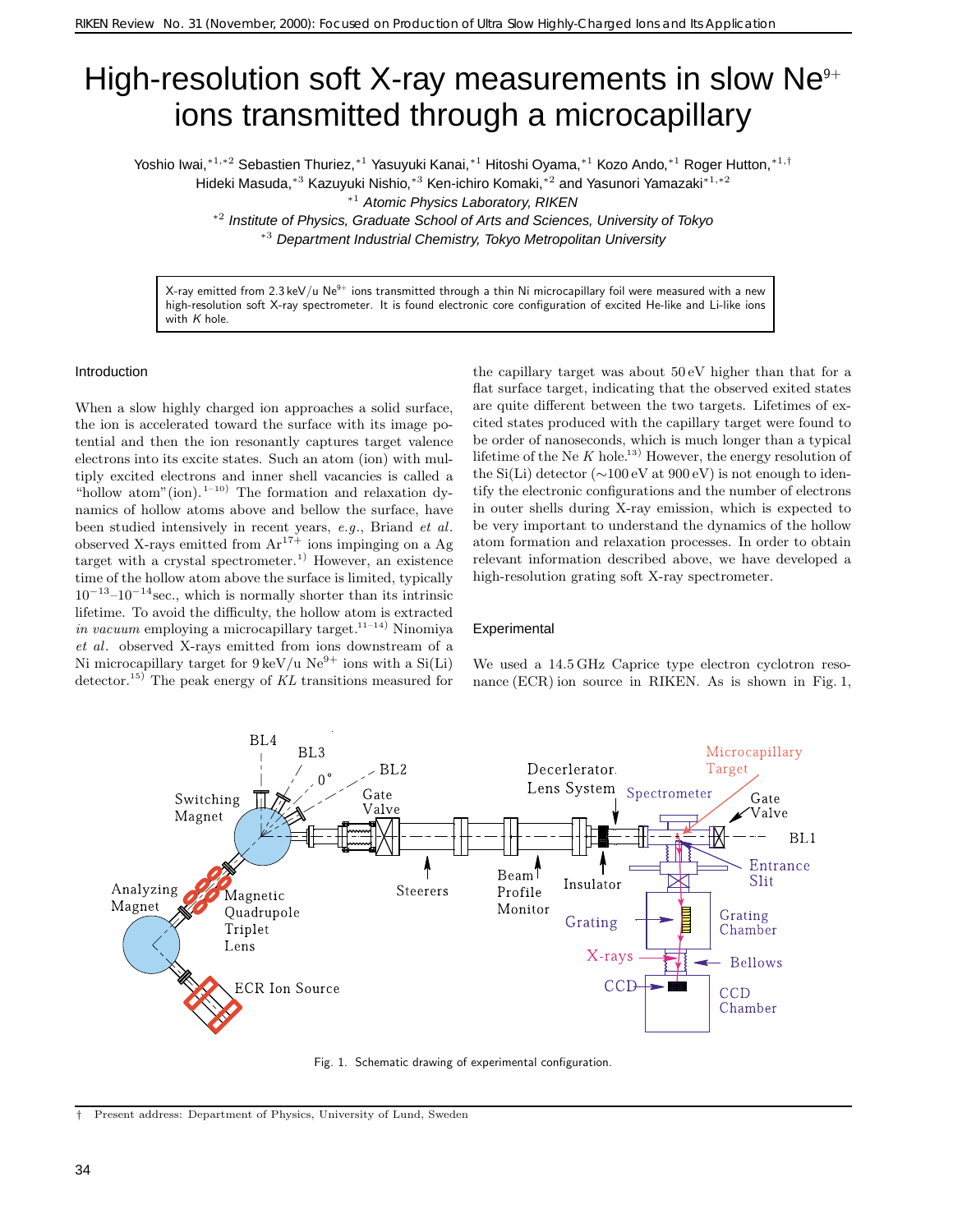# High-resolution soft X-ray measurements in slow $Ne^{9+}$ ions transmitted through a microcapillary

Yoshio Iwai,[*1,*2] Sebastien Thuriez,[*1] Yasuyuki Kanai,[*1] Hitoshi Oyama,[*1] Kozo Ando,[*1] Roger Hutton,[*1,†] Hideki Masuda,[*3] Kazuyuki Nishio,[*3] Ken-ichiro Komaki,[*2] and Yasunori Yamazaki[*1,*2]

[*1] *Atomic Physics Laboratory, RIKEN*

[*2] *Institute of Physics, Graduate School of Arts and Sciences, University of Tokyo*

[*3] *Department Industrial Chemistry, Tokyo Metropolitan University*

X-ray emitted from 2.3 keV/u $Ne^{9+}$ ions transmitted through a thin Ni microcapillary foil were measured with a new high-resolution soft X-ray spectrometer. It is found electronic core configuration of excited He-like and Li-like ions with $K$ hole.

## Introduction

When a slow highly charged ion approaches a solid surface, the ion is accelerated toward the surface with its image potential and then the ion resonantly captures target valence electrons into its excite states. Such an atom (ion) with multiply excited electrons and inner shell vacancies is called a "hollow atom"(ion).[1–10] The formation and relaxation dynamics of hollow atoms above and bellow the surface, have been studied intensively in recent years, *e.g.*, Briand *et al.* observed X-rays emitted from $Ar^{17+}$ ions impinging on a Ag target with a crystal spectrometer.[1] However, an existence time of the hollow atom above the surface is limited, typically $10^{-13}$–$10^{-14}$sec., which is normally shorter than its intrinsic lifetime. To avoid the difficulty, the hollow atom is extracted *in vacuum* employing a microcapillary target.[11–14] Ninomiya *et al.* observed X-rays emitted from ions downstream of a Ni microcapillary target for 9 keV/u $Ne^{9+}$ ions with a Si(Li) detector.[15] The peak energy of $KL$ transitions measured for the capillary target was about 50 eV higher than that for a flat surface target, indicating that the observed exited states are quite different between the two targets. Lifetimes of excited states produced with the capillary target were found to be order of nanoseconds, which is much longer than a typical lifetime of the Ne $K$ hole.[13] However, the energy resolution of the Si(Li) detector (~100 eV at 900 eV) is not enough to identify the electronic configurations and the number of electrons in outer shells during X-ray emission, which is expected to be very important to understand the dynamics of the hollow atom formation and relaxation processes. In order to obtain relevant information described above, we have developed a high-resolution grating soft X-ray spectrometer.

## Experimental

We used a 14.5 GHz Caprice type electron cyclotron resonance (ECR) ion source in RIKEN. As is shown in Fig. 1,

Fig. 1. Schematic drawing of experimental configuration.

† Present address: Department of Physics, University of Lund, Sweden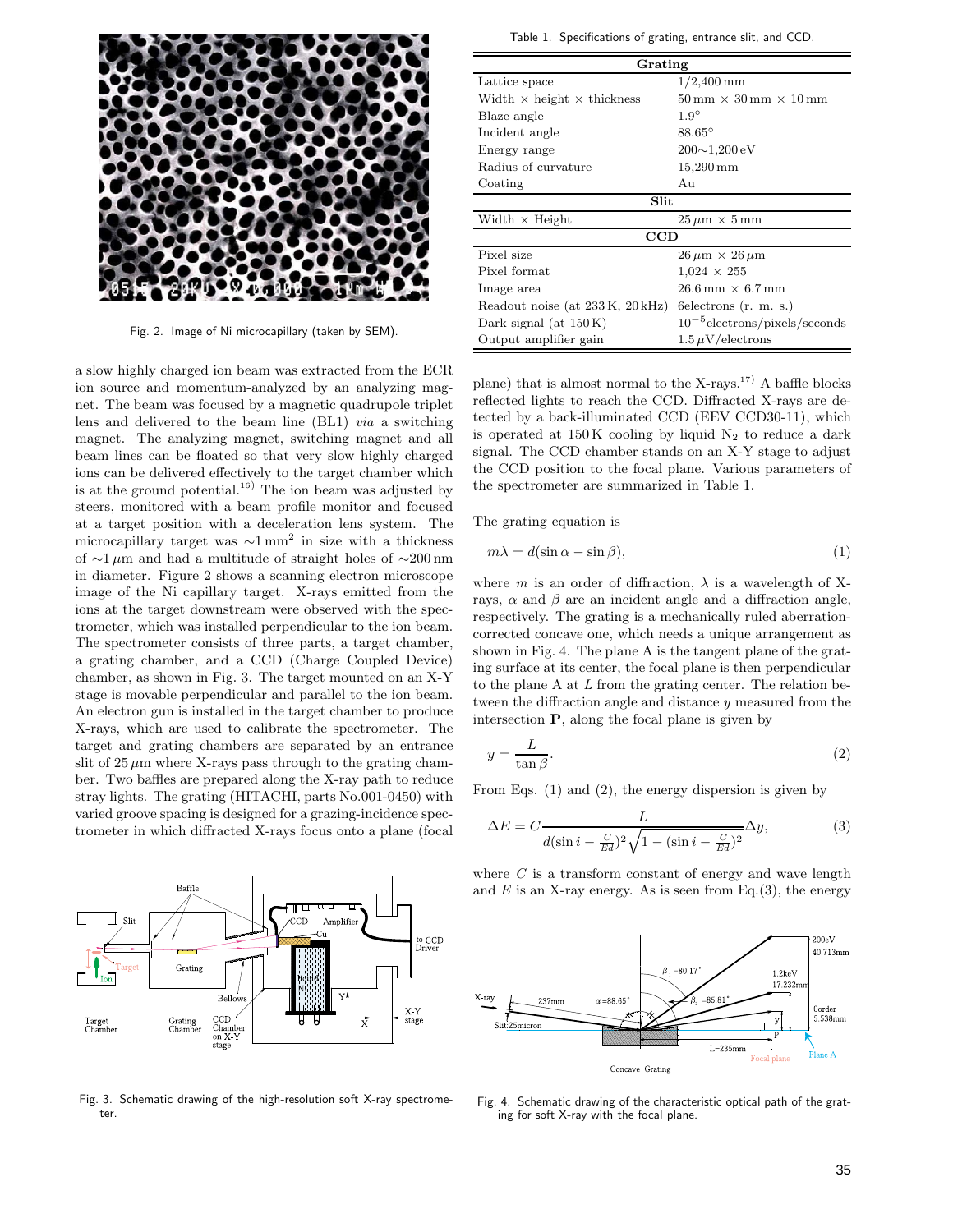Fig. 2. Image of Ni microcapillary (taken by SEM).

a slow highly charged ion beam was extracted from the ECR ion source and momentum-analyzed by an analyzing magnet. The beam was focused by a magnetic quadrupole triplet lens and delivered to the beam line (BL1) *via* a switching magnet. The analyzing magnet, switching magnet and all beam lines can be floated so that very slow highly charged ions can be delivered effectively to the target chamber which is at the ground potential.[16] The ion beam was adjusted by steers, monitored with a beam profile monitor and focused at a target position with a deceleration lens system. The microcapillary target was $\sim$1 mm$^2$ in size with a thickness of $\sim$1 $\mu$m and had a multitude of straight holes of $\sim$200 nm in diameter. Figure 2 shows a scanning electron microscope image of the Ni capillary target. X-rays emitted from the ions at the target downstream were observed with the spectrometer, which was installed perpendicular to the ion beam. The spectrometer consists of three parts, a target chamber, a grating chamber, and a CCD (Charge Coupled Device) chamber, as shown in Fig. 3. The target mounted on an X-Y stage is movable perpendicular and parallel to the ion beam. An electron gun is installed in the target chamber to produce X-rays, which are used to calibrate the spectrometer. The target and grating chambers are separated by an entrance slit of 25 $\mu$m where X-rays pass through to the grating chamber. Two baffles are prepared along the X-ray path to reduce stray lights. The grating (HITACHI, parts No.001-0450) with varied groove spacing is designed for a grazing-incidence spectrometer in which diffracted X-rays focus onto a plane (focal plane) that is almost normal to the X-rays.[17] A baffle blocks reflected lights to reach the CCD. Diffracted X-rays are detected by a back-illuminated CCD (EEV CCD30-11), which is operated at 150 K cooling by liquid $N_2$ to reduce a dark signal. The CCD chamber stands on an X-Y stage to adjust the CCD position to the focal plane. Various parameters of the spectrometer are summarized in Table 1.

Table 1. Specifications of grating, entrance slit, and CCD.

| **Grating** | |
|---|---|
| Lattice space | 1/2,400 mm |
| Width × height × thickness | 50 mm × 30 mm × 10 mm |
| Blaze angle | 1.9° |
| Incident angle | 88.65° |
| Energy range | 200∼1,200 eV |
| Radius of curvature | 15,290 mm |
| Coating | Au |
| **Slit** | |
| Width × Height | 25 $\mu$m × 5 mm |
| **CCD** | |
| Pixel size | 26 $\mu$m × 26 $\mu$m |
| Pixel format | 1,024 × 255 |
| Image area | 26.6 mm × 6.7 mm |
| Readout noise (at 233 K, 20 kHz) | 6electrons (r. m. s.) |
| Dark signal (at 150 K) | $10^{-5}$electrons/pixels/seconds |
| Output amplifier gain | 1.5 $\mu$V/electrons |

The grating equation is

$$m\lambda = d(\sin\alpha - \sin\beta), \tag{1}$$

where $m$ is an order of diffraction, $\lambda$ is a wavelength of X-rays, $\alpha$ and $\beta$ are an incident angle and a diffraction angle, respectively. The grating is a mechanically ruled aberration-corrected concave one, which needs a unique arrangement as shown in Fig. 4. The plane A is the tangent plane of the grating surface at its center, the focal plane is then perpendicular to the plane A at $L$ from the grating center. The relation between the diffraction angle and distance $y$ measured from the intersection **P**, along the focal plane is given by

$$y = \frac{L}{\tan\beta}. \tag{2}$$

From Eqs. (1) and (2), the energy dispersion is given by

$$\Delta E = C\frac{L}{d(\sin i - \frac{C}{Ed})^2\sqrt{1-(\sin i - \frac{C}{Ed})^2}}\Delta y, \tag{3}$$

where $C$ is a transform constant of energy and wave length and $E$ is an X-ray energy. As is seen from Eq.(3), the energy

Fig. 3. Schematic drawing of the high-resolution soft X-ray spectrometer.

Fig. 4. Schematic drawing of the characteristic optical path of the grating for soft X-ray with the focal plane.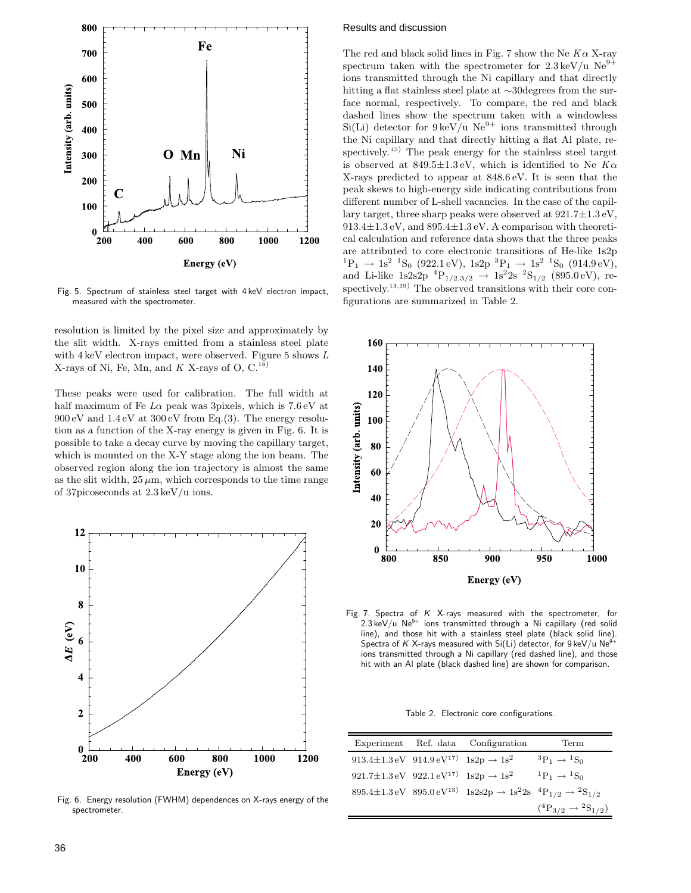Fig. 5. Spectrum of stainless steel target with 4 keV electron impact, measured with the spectrometer.

resolution is limited by the pixel size and approximately by the slit width. X-rays emitted from a stainless steel plate with 4 keV electron impact, were observed. Figure 5 shows $L$ X-rays of Ni, Fe, Mn, and $K$ X-rays of O, C.[18]

These peaks were used for calibration. The full width at half maximum of Fe $L\alpha$ peak was 3pixels, which is 7.6 eV at 900 eV and 1.4 eV at 300 eV from Eq.(3). The energy resolution as a function of the X-ray energy is given in Fig. 6. It is possible to take a decay curve by moving the capillary target, which is mounted on the X-Y stage along the ion beam. The observed region along the ion trajectory is almost the same as the slit width, 25 $\mu$m, which corresponds to the time range of 37picoseconds at 2.3 keV/u ions.

Fig. 6. Energy resolution (FWHM) dependences on X-rays energy of the spectrometer.

## Results and discussion

The red and black solid lines in Fig. 7 show the Ne $K\alpha$ X-ray spectrum taken with the spectrometer for 2.3 keV/u $Ne^{9+}$ ions transmitted through the Ni capillary and that directly hitting a flat stainless steel plate at ∼30degrees from the surface normal, respectively. To compare, the red and black dashed lines show the spectrum taken with a windowless Si(Li) detector for 9 keV/u $Ne^{9+}$ ions transmitted through the Ni capillary and that directly hitting a flat Al plate, respectively.[15] The peak energy for the stainless steel target is observed at 849.5±1.3 eV, which is identified to Ne $K\alpha$ X-rays predicted to appear at 848.6 eV. It is seen that the peak skews to high-energy side indicating contributions from different number of L-shell vacancies. In the case of the capillary target, three sharp peaks were observed at 921.7±1.3 eV, 913.4±1.3 eV, and 895.4±1.3 eV. A comparison with theoretical calculation and reference data shows that the three peaks are attributed to core electronic transitions of He-like 1s2p $^1P_1 \rightarrow 1s^2\ ^1S_0$ (922.1 eV), 1s2p $^3P_1 \rightarrow 1s^2\ ^1S_0$ (914.9 eV), and Li-like 1s2s2p $^4P_{1/2,3/2} \rightarrow 1s^22s\ ^2S_{1/2}$ (895.0 eV), respectively.[13,19] The observed transitions with their core configurations are summarized in Table 2.

Fig. 7. Spectra of $K$ X-rays measured with the spectrometer, for 2.3 keV/u $Ne^{9+}$ ions transmitted through a Ni capillary (red solid line), and those hit with a stainless steel plate (black solid line). Spectra of $K$ X-rays measured with Si(Li) detector, for 9 keV/u $Ne^{9+}$ ions transmitted through a Ni capillary (red dashed line), and those hit with an Al plate (black dashed line) are shown for comparison.

Table 2. Electronic core configurations.

| Experiment | Ref. data | Configuration | Term |
|---|---|---|---|
| 913.4±1.3 eV | 914.9 eV[17] | $1s2p \rightarrow 1s^2$ | $^3P_1 \rightarrow {}^1S_0$ |
| 921.7±1.3 eV | 922.1 eV[17] | $1s2p \rightarrow 1s^2$ | $^1P_1 \rightarrow {}^1S_0$ |
| 895.4±1.3 eV | 895.0 eV[13] | $1s2s2p \rightarrow 1s^22s$ | $^4P_{1/2} \rightarrow {}^2S_{1/2}$ ($^4P_{3/2} \rightarrow {}^2S_{1/2}$) |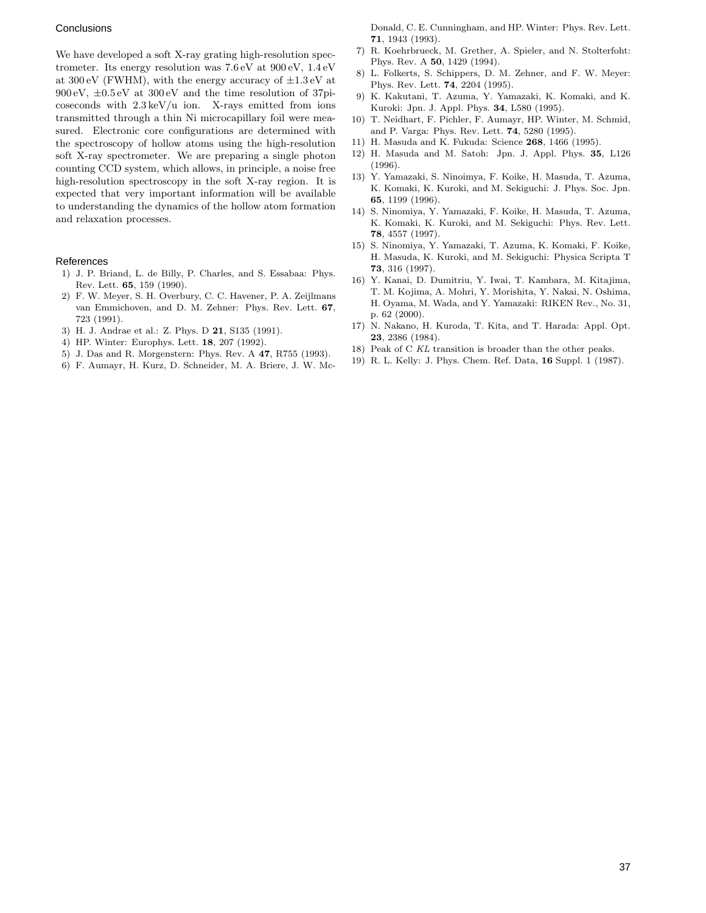## Conclusions

We have developed a soft X-ray grating high-resolution spectrometer. Its energy resolution was 7.6 eV at 900 eV, 1.4 eV at 300 eV (FWHM), with the energy accuracy of ±1.3 eV at 900 eV, ±0.5 eV at 300 eV and the time resolution of 37picoseconds with 2.3 keV/u ion. X-rays emitted from ions transmitted through a thin Ni microcapillary foil were measured. Electronic core configurations are determined with the spectroscopy of hollow atoms using the high-resolution soft X-ray spectrometer. We are preparing a single photon counting CCD system, which allows, in principle, a noise free high-resolution spectroscopy in the soft X-ray region. It is expected that very important information will be available to understanding the dynamics of the hollow atom formation and relaxation processes.

## References

1) J. P. Briand, L. de Billy, P. Charles, and S. Essabaa: Phys. Rev. Lett. **65**, 159 (1990).
2) F. W. Meyer, S. H. Overbury, C. C. Havener, P. A. Zeijlmans van Emmichoven, and D. M. Zehner: Phys. Rev. Lett. **67**, 723 (1991).
3) H. J. Andrae et al.: Z. Phys. D **21**, S135 (1991).
4) HP. Winter: Europhys. Lett. **18**, 207 (1992).
5) J. Das and R. Morgenstern: Phys. Rev. A **47**, R755 (1993).
6) F. Aumayr, H. Kurz, D. Schneider, M. A. Briere, J. W. McDonald, C. E. Cunningham, and HP. Winter: Phys. Rev. Lett. **71**, 1943 (1993).
7) R. Koehrbrueck, M. Grether, A. Spieler, and N. Stolterfoht: Phys. Rev. A **50**, 1429 (1994).
8) L. Folkerts, S. Schippers, D. M. Zehner, and F. W. Meyer: Phys. Rev. Lett. **74**, 2204 (1995).
9) K. Kakutani, T. Azuma, Y. Yamazaki, K. Komaki, and K. Kuroki: Jpn. J. Appl. Phys. **34**, L580 (1995).
10) T. Neidhart, F. Pichler, F. Aumayr, HP. Winter, M. Schmid, and P. Varga: Phys. Rev. Lett. **74**, 5280 (1995).
11) H. Masuda and K. Fukuda: Science **268**, 1466 (1995).
12) H. Masuda and M. Satoh: Jpn. J. Appl. Phys. **35**, L126 (1996).
13) Y. Yamazaki, S. Ninoimya, F. Koike, H. Masuda, T. Azuma, K. Komaki, K. Kuroki, and M. Sekiguchi: J. Phys. Soc. Jpn. **65**, 1199 (1996).
14) S. Ninomiya, Y. Yamazaki, F. Koike, H. Masuda, T. Azuma, K. Komaki, K. Kuroki, and M. Sekiguchi: Phys. Rev. Lett. **78**, 4557 (1997).
15) S. Ninomiya, Y. Yamazaki, T. Azuma, K. Komaki, F. Koike, H. Masuda, K. Kuroki, and M. Sekiguchi: Physica Scripta T **73**, 316 (1997).
16) Y. Kanai, D. Dumitriu, Y. Iwai, T. Kambara, M. Kitajima, T. M. Kojima, A. Mohri, Y. Morishita, Y. Nakai, N. Oshima, H. Oyama, M. Wada, and Y. Yamazaki: RIKEN Rev., No. 31, p. 62 (2000).
17) N. Nakano, H. Kuroda, T. Kita, and T. Harada: Appl. Opt. **23**, 2386 (1984).
18) Peak of C *KL* transition is broader than the other peaks.
19) R. L. Kelly: J. Phys. Chem. Ref. Data, **16** Suppl. 1 (1987).